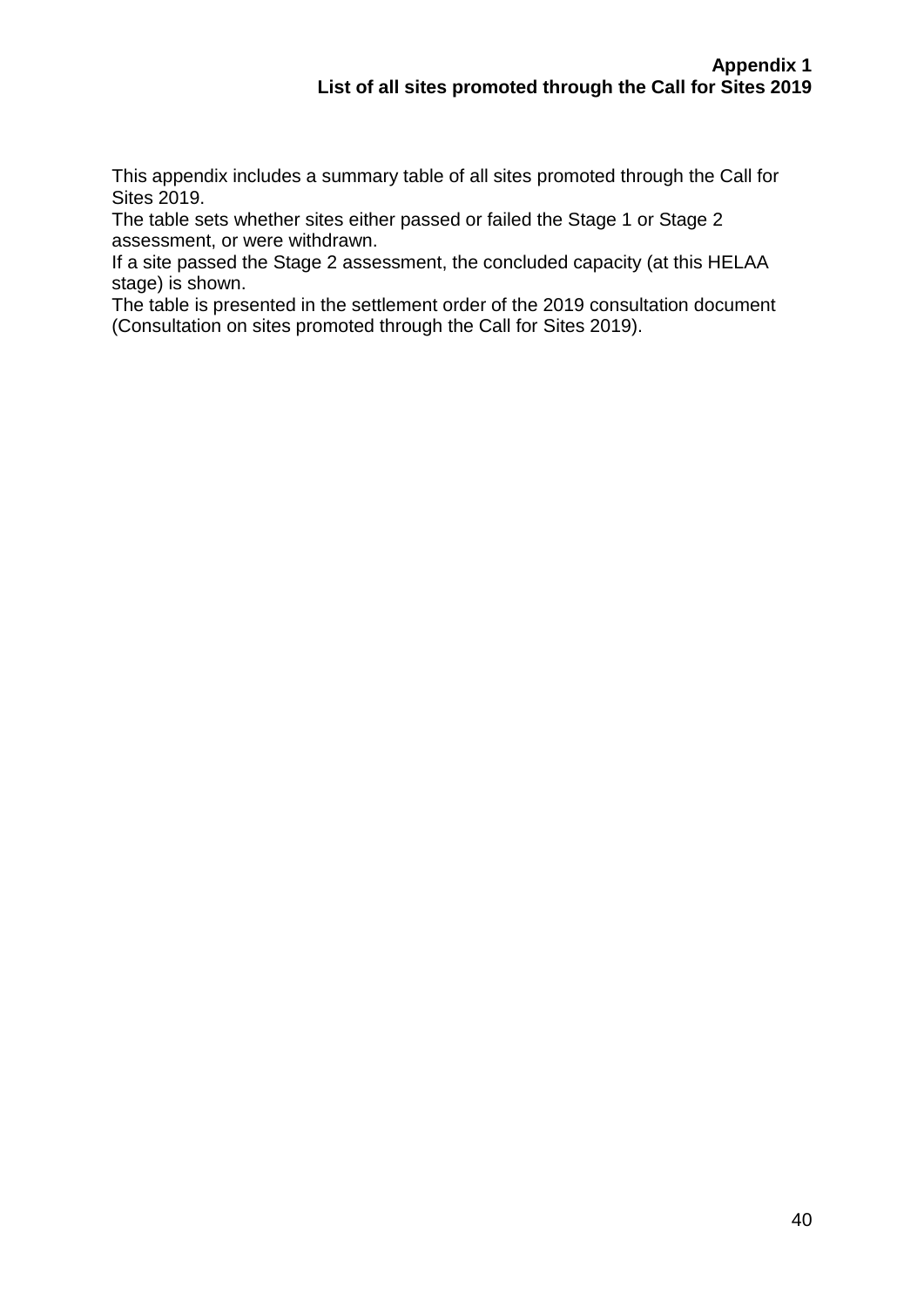**Appendix 1**
**List of all sites promoted through the Call for Sites 2019**

This appendix includes a summary table of all sites promoted through the Call for Sites 2019.
The table sets whether sites either passed or failed the Stage 1 or Stage 2 assessment, or were withdrawn.
If a site passed the Stage 2 assessment, the concluded capacity (at this HELAA stage) is shown.
The table is presented in the settlement order of the 2019 consultation document (Consultation on sites promoted through the Call for Sites 2019).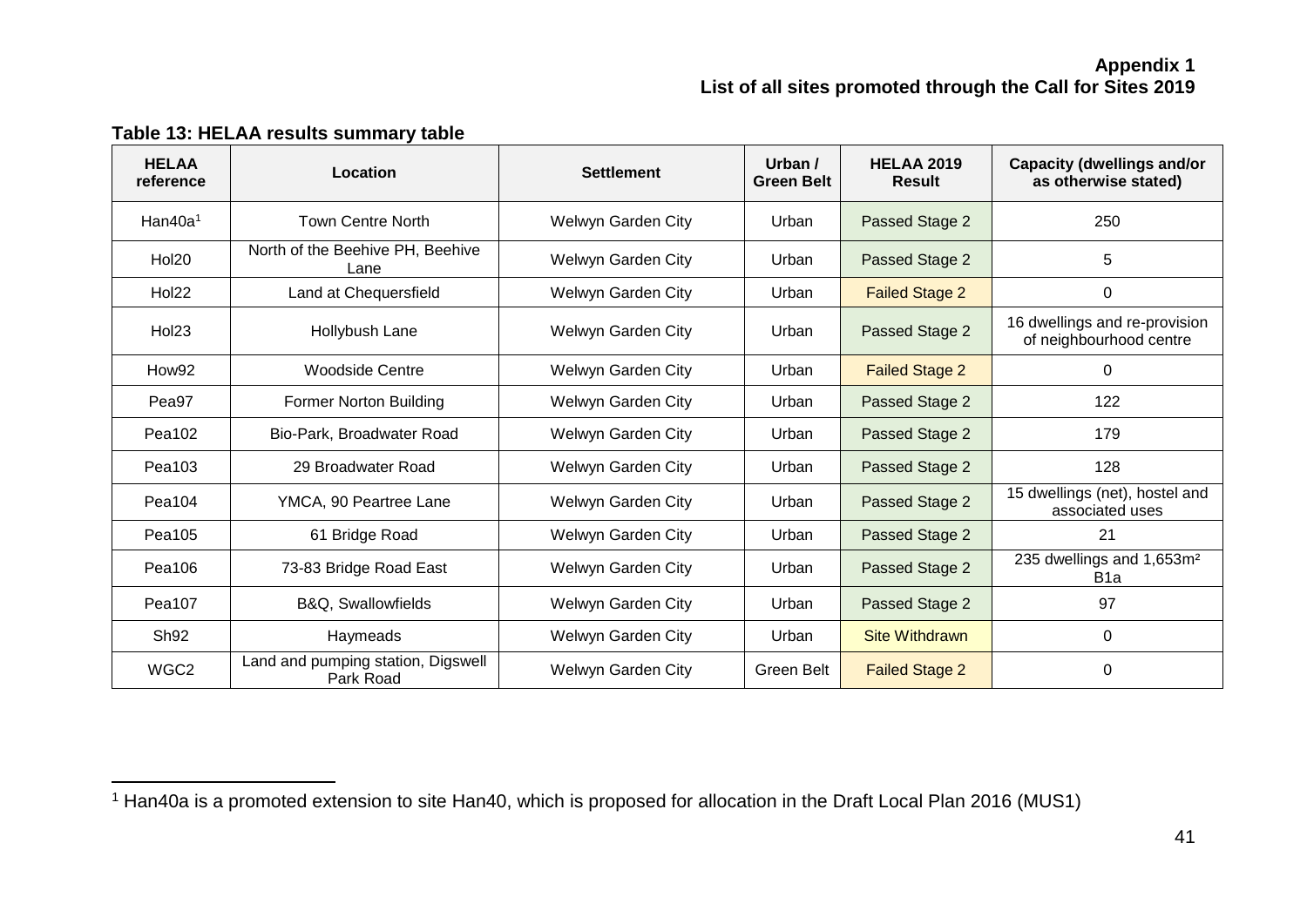**Appendix 1**
**List of all sites promoted through the Call for Sites 2019**

**Table 13: HELAA results summary table**

| HELAA reference | Location | Settlement | Urban / Green Belt | HELAA 2019 Result | Capacity (dwellings and/or as otherwise stated) |
|---|---|---|---|---|---|
| Han40a[1] | Town Centre North | Welwyn Garden City | Urban | Passed Stage 2 | 250 |
| Hol20 | North of the Beehive PH, Beehive Lane | Welwyn Garden City | Urban | Passed Stage 2 | 5 |
| Hol22 | Land at Chequersfield | Welwyn Garden City | Urban | Failed Stage 2 | 0 |
| Hol23 | Hollybush Lane | Welwyn Garden City | Urban | Passed Stage 2 | 16 dwellings and re-provision of neighbourhood centre |
| How92 | Woodside Centre | Welwyn Garden City | Urban | Failed Stage 2 | 0 |
| Pea97 | Former Norton Building | Welwyn Garden City | Urban | Passed Stage 2 | 122 |
| Pea102 | Bio-Park, Broadwater Road | Welwyn Garden City | Urban | Passed Stage 2 | 179 |
| Pea103 | 29 Broadwater Road | Welwyn Garden City | Urban | Passed Stage 2 | 128 |
| Pea104 | YMCA, 90 Peartree Lane | Welwyn Garden City | Urban | Passed Stage 2 | 15 dwellings (net), hostel and associated uses |
| Pea105 | 61 Bridge Road | Welwyn Garden City | Urban | Passed Stage 2 | 21 |
| Pea106 | 73-83 Bridge Road East | Welwyn Garden City | Urban | Passed Stage 2 | 235 dwellings and 1,653m² B1a |
| Pea107 | B&Q, Swallowfields | Welwyn Garden City | Urban | Passed Stage 2 | 97 |
| Sh92 | Haymeads | Welwyn Garden City | Urban | Site Withdrawn | 0 |
| WGC2 | Land and pumping station, Digswell Park Road | Welwyn Garden City | Green Belt | Failed Stage 2 | 0 |

[1] Han40a is a promoted extension to site Han40, which is proposed for allocation in the Draft Local Plan 2016 (MUS1)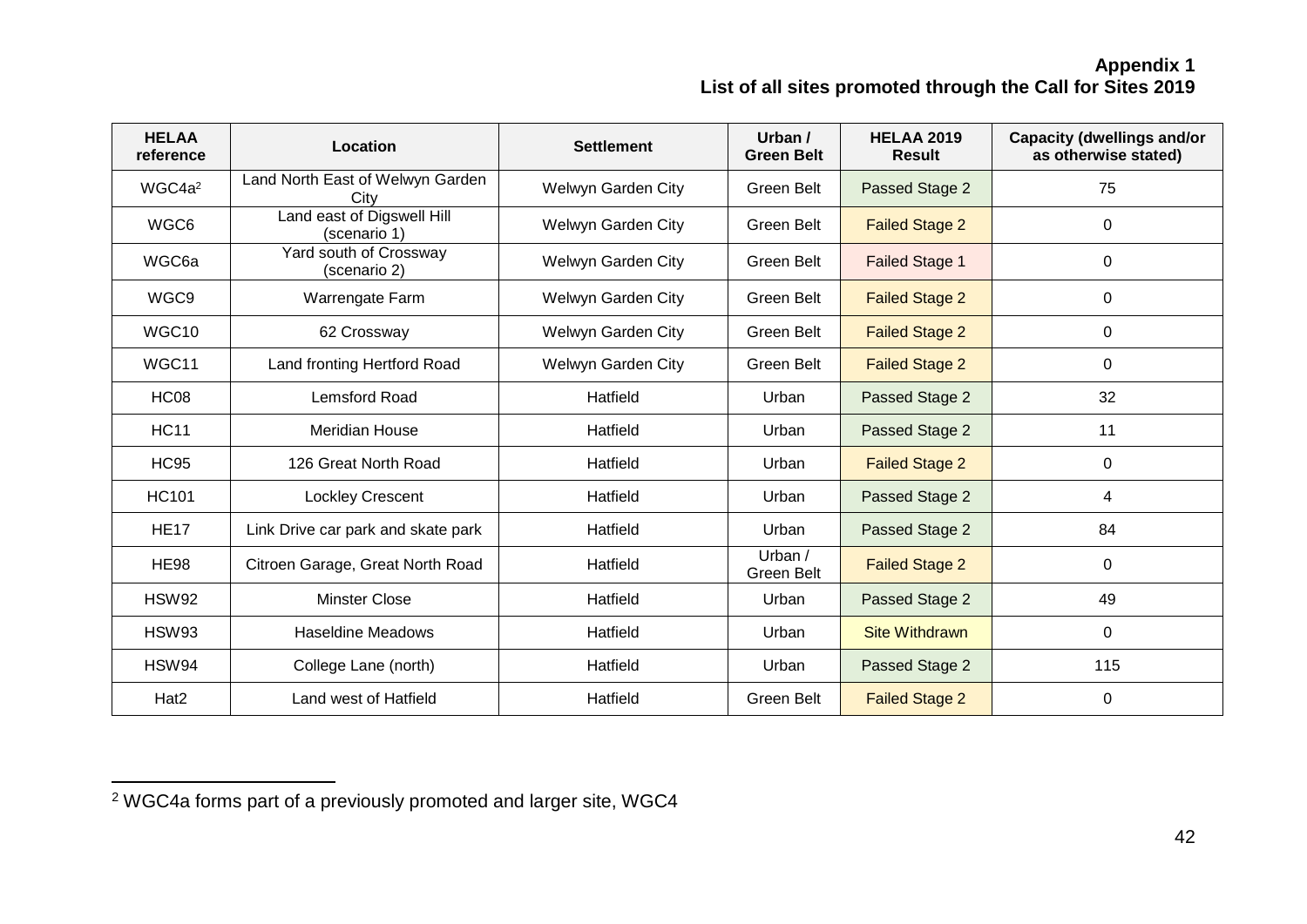**Appendix 1**
**List of all sites promoted through the Call for Sites 2019**

| HELAA reference | Location | Settlement | Urban / Green Belt | HELAA 2019 Result | Capacity (dwellings and/or as otherwise stated) |
|---|---|---|---|---|---|
| WGC4a[2] | Land North East of Welwyn Garden City | Welwyn Garden City | Green Belt | Passed Stage 2 | 75 |
| WGC6 | Land east of Digswell Hill (scenario 1) | Welwyn Garden City | Green Belt | Failed Stage 2 | 0 |
| WGC6a | Yard south of Crossway (scenario 2) | Welwyn Garden City | Green Belt | Failed Stage 1 | 0 |
| WGC9 | Warrengate Farm | Welwyn Garden City | Green Belt | Failed Stage 2 | 0 |
| WGC10 | 62 Crossway | Welwyn Garden City | Green Belt | Failed Stage 2 | 0 |
| WGC11 | Land fronting Hertford Road | Welwyn Garden City | Green Belt | Failed Stage 2 | 0 |
| HC08 | Lemsford Road | Hatfield | Urban | Passed Stage 2 | 32 |
| HC11 | Meridian House | Hatfield | Urban | Passed Stage 2 | 11 |
| HC95 | 126 Great North Road | Hatfield | Urban | Failed Stage 2 | 0 |
| HC101 | Lockley Crescent | Hatfield | Urban | Passed Stage 2 | 4 |
| HE17 | Link Drive car park and skate park | Hatfield | Urban | Passed Stage 2 | 84 |
| HE98 | Citroen Garage, Great North Road | Hatfield | Urban / Green Belt | Failed Stage 2 | 0 |
| HSW92 | Minster Close | Hatfield | Urban | Passed Stage 2 | 49 |
| HSW93 | Haseldine Meadows | Hatfield | Urban | Site Withdrawn | 0 |
| HSW94 | College Lane (north) | Hatfield | Urban | Passed Stage 2 | 115 |
| Hat2 | Land west of Hatfield | Hatfield | Green Belt | Failed Stage 2 | 0 |

[2] WGC4a forms part of a previously promoted and larger site, WGC4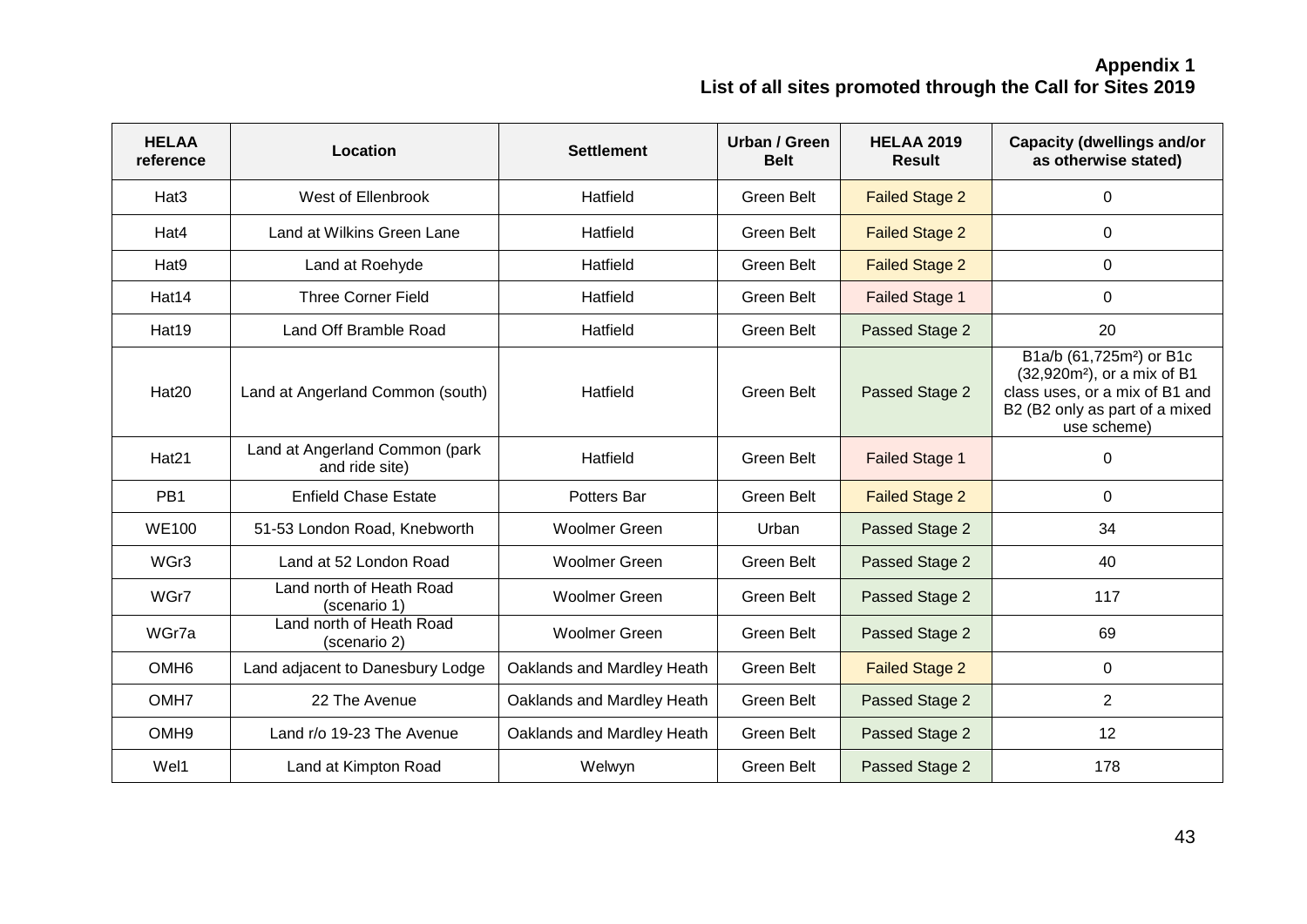**Appendix 1**
**List of all sites promoted through the Call for Sites 2019**

| HELAA reference | Location | Settlement | Urban / Green Belt | HELAA 2019 Result | Capacity (dwellings and/or as otherwise stated) |
|---|---|---|---|---|---|
| Hat3 | West of Ellenbrook | Hatfield | Green Belt | Failed Stage 2 | 0 |
| Hat4 | Land at Wilkins Green Lane | Hatfield | Green Belt | Failed Stage 2 | 0 |
| Hat9 | Land at Roehyde | Hatfield | Green Belt | Failed Stage 2 | 0 |
| Hat14 | Three Corner Field | Hatfield | Green Belt | Failed Stage 1 | 0 |
| Hat19 | Land Off Bramble Road | Hatfield | Green Belt | Passed Stage 2 | 20 |
| Hat20 | Land at Angerland Common (south) | Hatfield | Green Belt | Passed Stage 2 | B1a/b (61,725m²) or B1c (32,920m²), or a mix of B1 class uses, or a mix of B1 and B2 (B2 only as part of a mixed use scheme) |
| Hat21 | Land at Angerland Common (park and ride site) | Hatfield | Green Belt | Failed Stage 1 | 0 |
| PB1 | Enfield Chase Estate | Potters Bar | Green Belt | Failed Stage 2 | 0 |
| WE100 | 51-53 London Road, Knebworth | Woolmer Green | Urban | Passed Stage 2 | 34 |
| WGr3 | Land at 52 London Road | Woolmer Green | Green Belt | Passed Stage 2 | 40 |
| WGr7 | Land north of Heath Road (scenario 1) | Woolmer Green | Green Belt | Passed Stage 2 | 117 |
| WGr7a | Land north of Heath Road (scenario 2) | Woolmer Green | Green Belt | Passed Stage 2 | 69 |
| OMH6 | Land adjacent to Danesbury Lodge | Oaklands and Mardley Heath | Green Belt | Failed Stage 2 | 0 |
| OMH7 | 22 The Avenue | Oaklands and Mardley Heath | Green Belt | Passed Stage 2 | 2 |
| OMH9 | Land r/o 19-23 The Avenue | Oaklands and Mardley Heath | Green Belt | Passed Stage 2 | 12 |
| Wel1 | Land at Kimpton Road | Welwyn | Green Belt | Passed Stage 2 | 178 |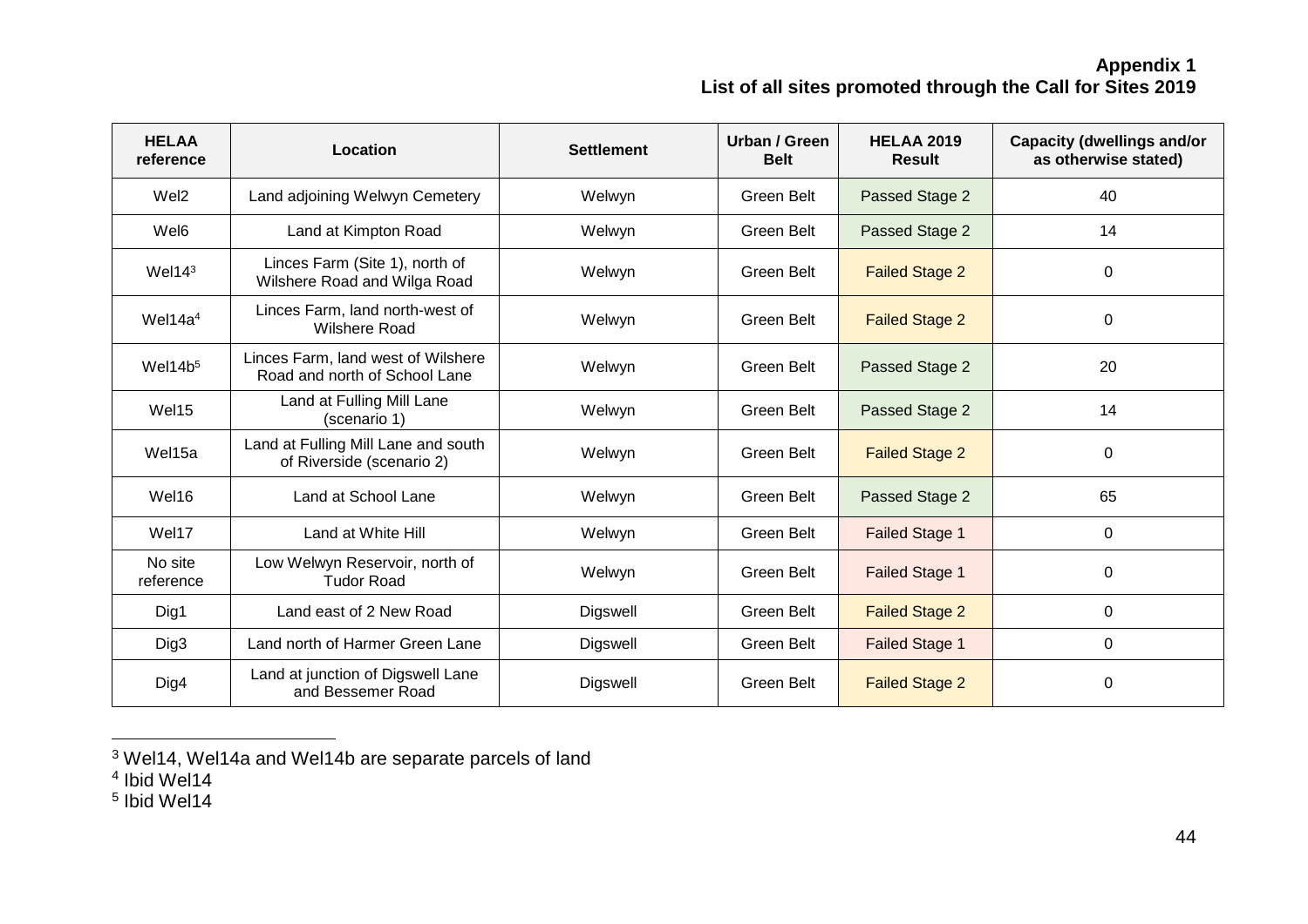**Appendix 1**
**List of all sites promoted through the Call for Sites 2019**

| HELAA reference | Location | Settlement | Urban / Green Belt | HELAA 2019 Result | Capacity (dwellings and/or as otherwise stated) |
|---|---|---|---|---|---|
| Wel2 | Land adjoining Welwyn Cemetery | Welwyn | Green Belt | Passed Stage 2 | 40 |
| Wel6 | Land at Kimpton Road | Welwyn | Green Belt | Passed Stage 2 | 14 |
| Wel14[3] | Linces Farm (Site 1), north of Wilshere Road and Wilga Road | Welwyn | Green Belt | Failed Stage 2 | 0 |
| Wel14a[4] | Linces Farm, land north-west of Wilshere Road | Welwyn | Green Belt | Failed Stage 2 | 0 |
| Wel14b[5] | Linces Farm, land west of Wilshere Road and north of School Lane | Welwyn | Green Belt | Passed Stage 2 | 20 |
| Wel15 | Land at Fulling Mill Lane (scenario 1) | Welwyn | Green Belt | Passed Stage 2 | 14 |
| Wel15a | Land at Fulling Mill Lane and south of Riverside (scenario 2) | Welwyn | Green Belt | Failed Stage 2 | 0 |
| Wel16 | Land at School Lane | Welwyn | Green Belt | Passed Stage 2 | 65 |
| Wel17 | Land at White Hill | Welwyn | Green Belt | Failed Stage 1 | 0 |
| No site reference | Low Welwyn Reservoir, north of Tudor Road | Welwyn | Green Belt | Failed Stage 1 | 0 |
| Dig1 | Land east of 2 New Road | Digswell | Green Belt | Failed Stage 2 | 0 |
| Dig3 | Land north of Harmer Green Lane | Digswell | Green Belt | Failed Stage 1 | 0 |
| Dig4 | Land at junction of Digswell Lane and Bessemer Road | Digswell | Green Belt | Failed Stage 2 | 0 |

[3] Wel14, Wel14a and Wel14b are separate parcels of land
[4] Ibid Wel14
[5] Ibid Wel14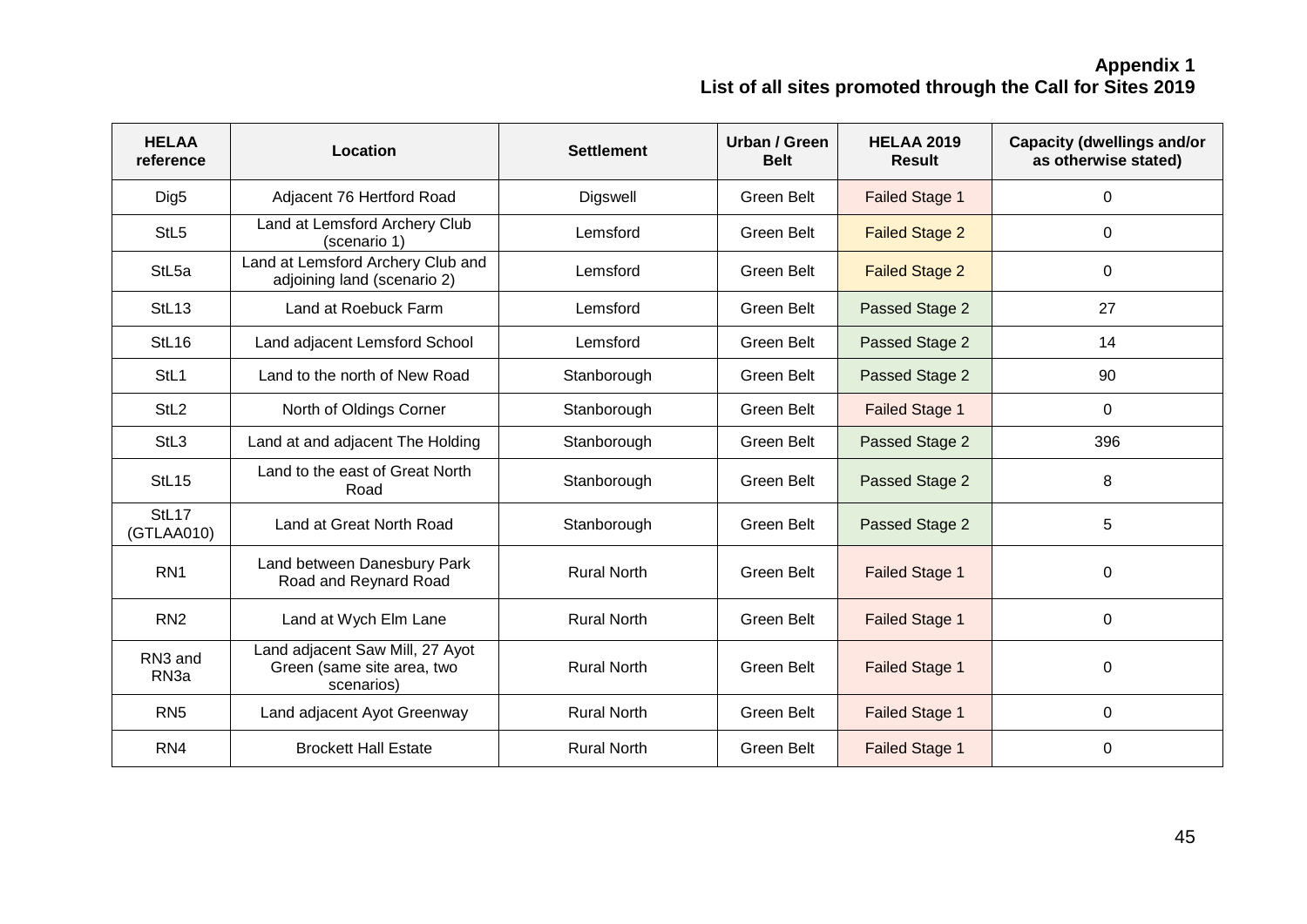**Appendix 1**
**List of all sites promoted through the Call for Sites 2019**

| HELAA reference | Location | Settlement | Urban / Green Belt | HELAA 2019 Result | Capacity (dwellings and/or as otherwise stated) |
|---|---|---|---|---|---|
| Dig5 | Adjacent 76 Hertford Road | Digswell | Green Belt | Failed Stage 1 | 0 |
| StL5 | Land at Lemsford Archery Club (scenario 1) | Lemsford | Green Belt | Failed Stage 2 | 0 |
| StL5a | Land at Lemsford Archery Club and adjoining land (scenario 2) | Lemsford | Green Belt | Failed Stage 2 | 0 |
| StL13 | Land at Roebuck Farm | Lemsford | Green Belt | Passed Stage 2 | 27 |
| StL16 | Land adjacent Lemsford School | Lemsford | Green Belt | Passed Stage 2 | 14 |
| StL1 | Land to the north of New Road | Stanborough | Green Belt | Passed Stage 2 | 90 |
| StL2 | North of Oldings Corner | Stanborough | Green Belt | Failed Stage 1 | 0 |
| StL3 | Land at and adjacent The Holding | Stanborough | Green Belt | Passed Stage 2 | 396 |
| StL15 | Land to the east of Great North Road | Stanborough | Green Belt | Passed Stage 2 | 8 |
| StL17 (GTLAA010) | Land at Great North Road | Stanborough | Green Belt | Passed Stage 2 | 5 |
| RN1 | Land between Danesbury Park Road and Reynard Road | Rural North | Green Belt | Failed Stage 1 | 0 |
| RN2 | Land at Wych Elm Lane | Rural North | Green Belt | Failed Stage 1 | 0 |
| RN3 and RN3a | Land adjacent Saw Mill, 27 Ayot Green (same site area, two scenarios) | Rural North | Green Belt | Failed Stage 1 | 0 |
| RN5 | Land adjacent Ayot Greenway | Rural North | Green Belt | Failed Stage 1 | 0 |
| RN4 | Brockett Hall Estate | Rural North | Green Belt | Failed Stage 1 | 0 |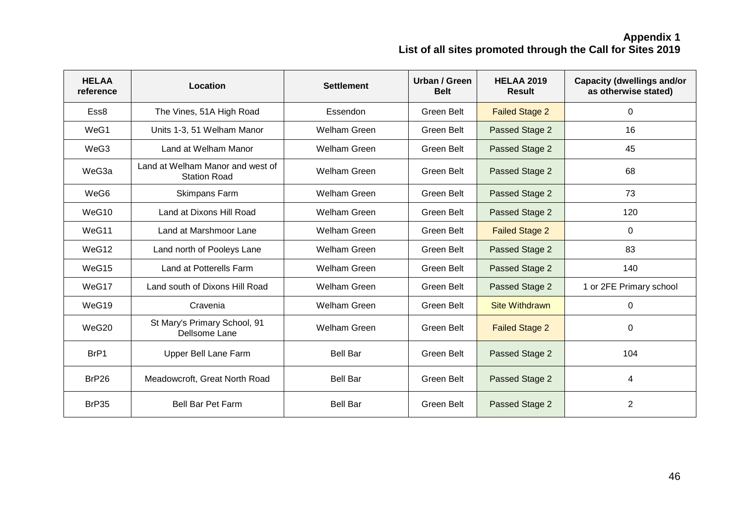**Appendix 1**
**List of all sites promoted through the Call for Sites 2019**

| HELAA reference | Location | Settlement | Urban / Green Belt | HELAA 2019 Result | Capacity (dwellings and/or as otherwise stated) |
|---|---|---|---|---|---|
| Ess8 | The Vines, 51A High Road | Essendon | Green Belt | Failed Stage 2 | 0 |
| WeG1 | Units 1-3, 51 Welham Manor | Welham Green | Green Belt | Passed Stage 2 | 16 |
| WeG3 | Land at Welham Manor | Welham Green | Green Belt | Passed Stage 2 | 45 |
| WeG3a | Land at Welham Manor and west of Station Road | Welham Green | Green Belt | Passed Stage 2 | 68 |
| WeG6 | Skimpans Farm | Welham Green | Green Belt | Passed Stage 2 | 73 |
| WeG10 | Land at Dixons Hill Road | Welham Green | Green Belt | Passed Stage 2 | 120 |
| WeG11 | Land at Marshmoor Lane | Welham Green | Green Belt | Failed Stage 2 | 0 |
| WeG12 | Land north of Pooleys Lane | Welham Green | Green Belt | Passed Stage 2 | 83 |
| WeG15 | Land at Potterells Farm | Welham Green | Green Belt | Passed Stage 2 | 140 |
| WeG17 | Land south of Dixons Hill Road | Welham Green | Green Belt | Passed Stage 2 | 1 or 2FE Primary school |
| WeG19 | Cravenia | Welham Green | Green Belt | Site Withdrawn | 0 |
| WeG20 | St Mary's Primary School, 91 Dellsome Lane | Welham Green | Green Belt | Failed Stage 2 | 0 |
| BrP1 | Upper Bell Lane Farm | Bell Bar | Green Belt | Passed Stage 2 | 104 |
| BrP26 | Meadowcroft, Great North Road | Bell Bar | Green Belt | Passed Stage 2 | 4 |
| BrP35 | Bell Bar Pet Farm | Bell Bar | Green Belt | Passed Stage 2 | 2 |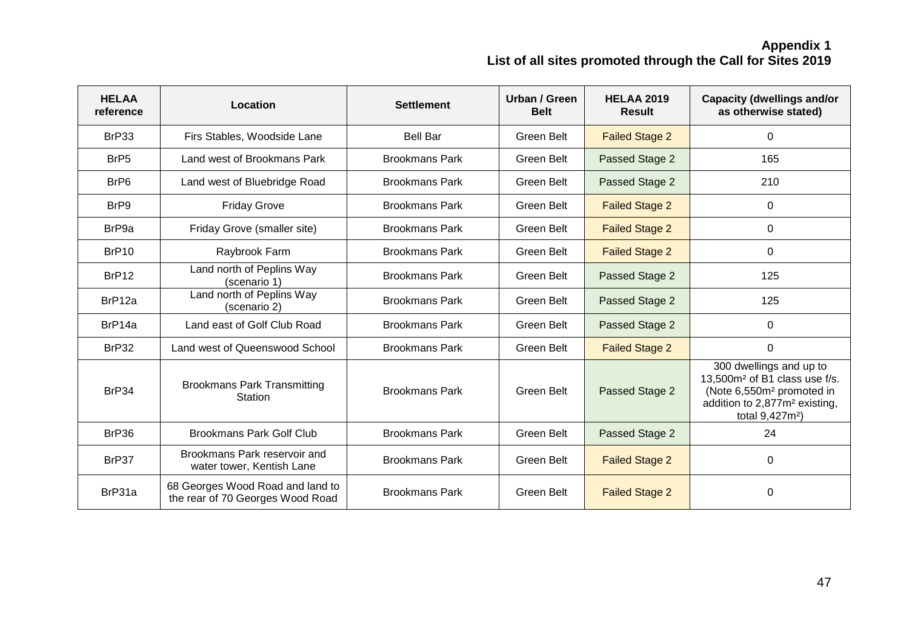**Appendix 1**
**List of all sites promoted through the Call for Sites 2019**

| HELAA reference | Location | Settlement | Urban / Green Belt | HELAA 2019 Result | Capacity (dwellings and/or as otherwise stated) |
|---|---|---|---|---|---|
| BrP33 | Firs Stables, Woodside Lane | Bell Bar | Green Belt | Failed Stage 2 | 0 |
| BrP5 | Land west of Brookmans Park | Brookmans Park | Green Belt | Passed Stage 2 | 165 |
| BrP6 | Land west of Bluebridge Road | Brookmans Park | Green Belt | Passed Stage 2 | 210 |
| BrP9 | Friday Grove | Brookmans Park | Green Belt | Failed Stage 2 | 0 |
| BrP9a | Friday Grove (smaller site) | Brookmans Park | Green Belt | Failed Stage 2 | 0 |
| BrP10 | Raybrook Farm | Brookmans Park | Green Belt | Failed Stage 2 | 0 |
| BrP12 | Land north of Peplins Way (scenario 1) | Brookmans Park | Green Belt | Passed Stage 2 | 125 |
| BrP12a | Land north of Peplins Way (scenario 2) | Brookmans Park | Green Belt | Passed Stage 2 | 125 |
| BrP14a | Land east of Golf Club Road | Brookmans Park | Green Belt | Passed Stage 2 | 0 |
| BrP32 | Land west of Queenswood School | Brookmans Park | Green Belt | Failed Stage 2 | 0 |
| BrP34 | Brookmans Park Transmitting Station | Brookmans Park | Green Belt | Passed Stage 2 | 300 dwellings and up to 13,500m² of B1 class use f/s. (Note 6,550m² promoted in addition to 2,877m² existing, total 9,427m²) |
| BrP36 | Brookmans Park Golf Club | Brookmans Park | Green Belt | Passed Stage 2 | 24 |
| BrP37 | Brookmans Park reservoir and water tower, Kentish Lane | Brookmans Park | Green Belt | Failed Stage 2 | 0 |
| BrP31a | 68 Georges Wood Road and land to the rear of 70 Georges Wood Road | Brookmans Park | Green Belt | Failed Stage 2 | 0 |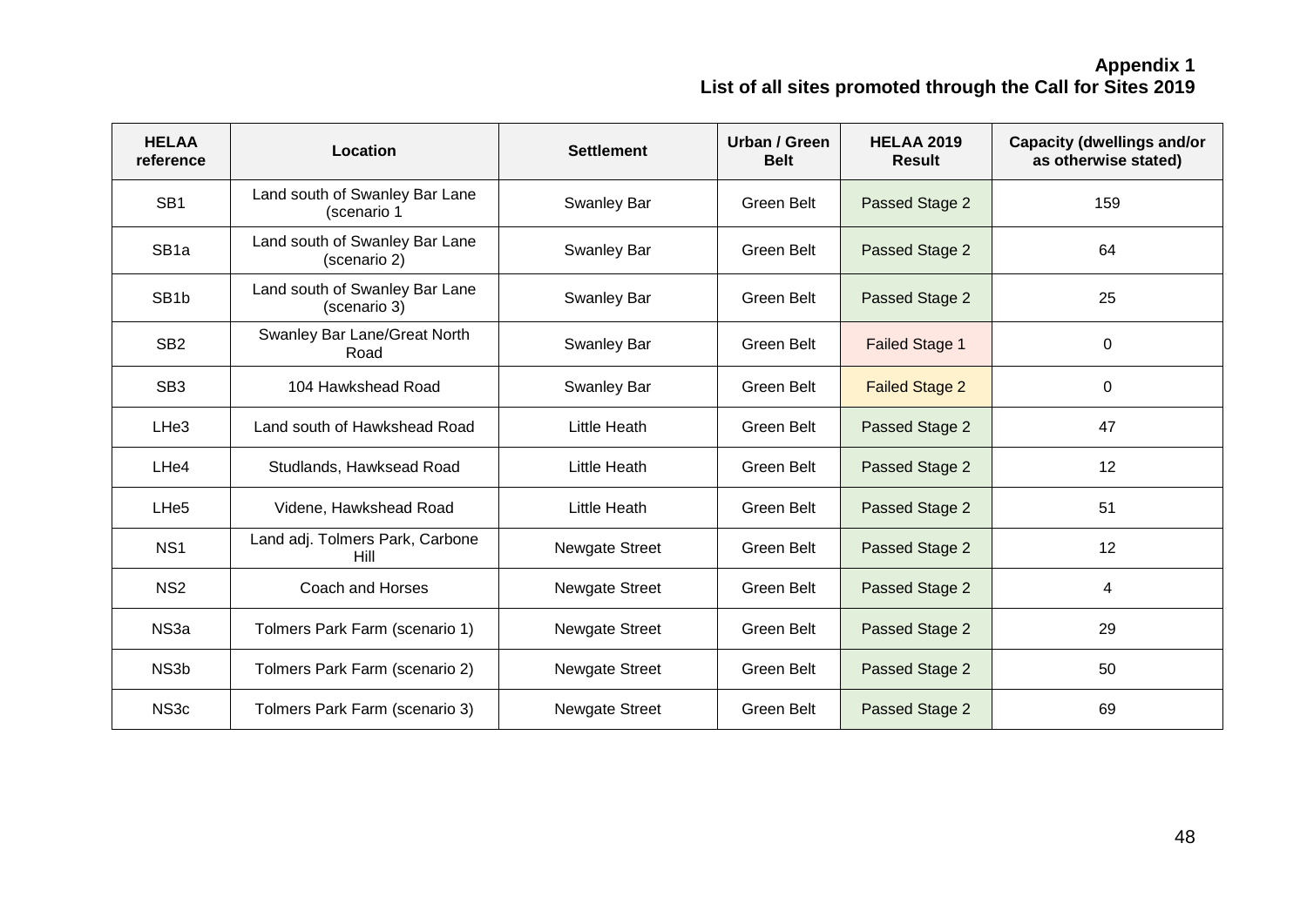**Appendix 1**
**List of all sites promoted through the Call for Sites 2019**

| HELAA reference | Location | Settlement | Urban / Green Belt | HELAA 2019 Result | Capacity (dwellings and/or as otherwise stated) |
|---|---|---|---|---|---|
| SB1 | Land south of Swanley Bar Lane (scenario 1 | Swanley Bar | Green Belt | Passed Stage 2 | 159 |
| SB1a | Land south of Swanley Bar Lane (scenario 2) | Swanley Bar | Green Belt | Passed Stage 2 | 64 |
| SB1b | Land south of Swanley Bar Lane (scenario 3) | Swanley Bar | Green Belt | Passed Stage 2 | 25 |
| SB2 | Swanley Bar Lane/Great North Road | Swanley Bar | Green Belt | Failed Stage 1 | 0 |
| SB3 | 104 Hawkshead Road | Swanley Bar | Green Belt | Failed Stage 2 | 0 |
| LHe3 | Land south of Hawkshead Road | Little Heath | Green Belt | Passed Stage 2 | 47 |
| LHe4 | Studlands, Hawksead Road | Little Heath | Green Belt | Passed Stage 2 | 12 |
| LHe5 | Videne, Hawkshead Road | Little Heath | Green Belt | Passed Stage 2 | 51 |
| NS1 | Land adj. Tolmers Park, Carbone Hill | Newgate Street | Green Belt | Passed Stage 2 | 12 |
| NS2 | Coach and Horses | Newgate Street | Green Belt | Passed Stage 2 | 4 |
| NS3a | Tolmers Park Farm (scenario 1) | Newgate Street | Green Belt | Passed Stage 2 | 29 |
| NS3b | Tolmers Park Farm (scenario 2) | Newgate Street | Green Belt | Passed Stage 2 | 50 |
| NS3c | Tolmers Park Farm (scenario 3) | Newgate Street | Green Belt | Passed Stage 2 | 69 |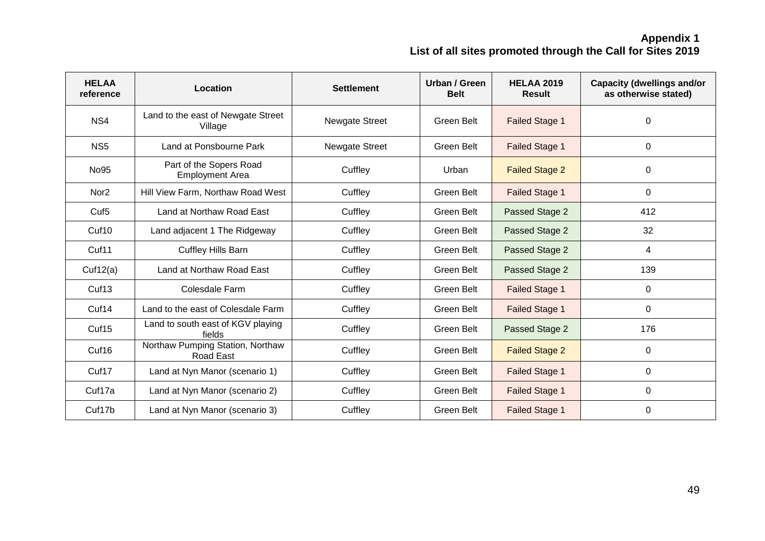**Appendix 1**
**List of all sites promoted through the Call for Sites 2019**

| HELAA reference | Location | Settlement | Urban / Green Belt | HELAA 2019 Result | Capacity (dwellings and/or as otherwise stated) |
|---|---|---|---|---|---|
| NS4 | Land to the east of Newgate Street Village | Newgate Street | Green Belt | Failed Stage 1 | 0 |
| NS5 | Land at Ponsbourne Park | Newgate Street | Green Belt | Failed Stage 1 | 0 |
| No95 | Part of the Sopers Road Employment Area | Cuffley | Urban | Failed Stage 2 | 0 |
| Nor2 | Hill View Farm, Northaw Road West | Cuffley | Green Belt | Failed Stage 1 | 0 |
| Cuf5 | Land at Northaw Road East | Cuffley | Green Belt | Passed Stage 2 | 412 |
| Cuf10 | Land adjacent 1 The Ridgeway | Cuffley | Green Belt | Passed Stage 2 | 32 |
| Cuf11 | Cuffley Hills Barn | Cuffley | Green Belt | Passed Stage 2 | 4 |
| Cuf12(a) | Land at Northaw Road East | Cuffley | Green Belt | Passed Stage 2 | 139 |
| Cuf13 | Colesdale Farm | Cuffley | Green Belt | Failed Stage 1 | 0 |
| Cuf14 | Land to the east of Colesdale Farm | Cuffley | Green Belt | Failed Stage 1 | 0 |
| Cuf15 | Land to south east of KGV playing fields | Cuffley | Green Belt | Passed Stage 2 | 176 |
| Cuf16 | Northaw Pumping Station, Northaw Road East | Cuffley | Green Belt | Failed Stage 2 | 0 |
| Cuf17 | Land at Nyn Manor (scenario 1) | Cuffley | Green Belt | Failed Stage 1 | 0 |
| Cuf17a | Land at Nyn Manor (scenario 2) | Cuffley | Green Belt | Failed Stage 1 | 0 |
| Cuf17b | Land at Nyn Manor (scenario 3) | Cuffley | Green Belt | Failed Stage 1 | 0 |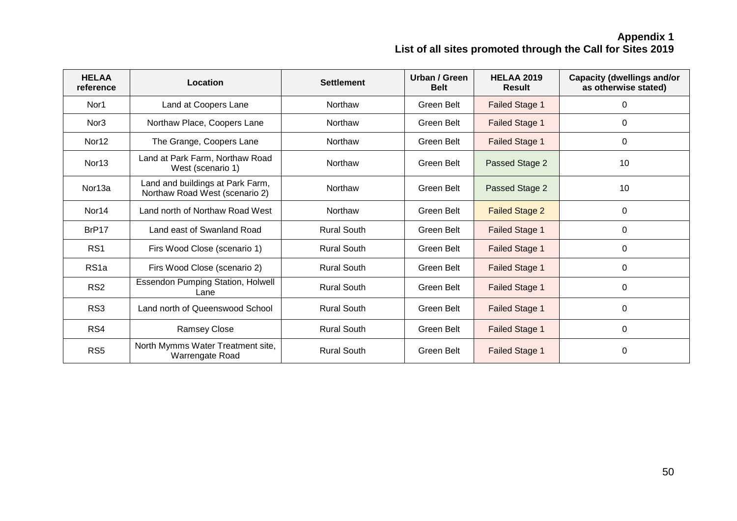**Appendix 1**
**List of all sites promoted through the Call for Sites 2019**

| HELAA reference | Location | Settlement | Urban / Green Belt | HELAA 2019 Result | Capacity (dwellings and/or as otherwise stated) |
|---|---|---|---|---|---|
| Nor1 | Land at Coopers Lane | Northaw | Green Belt | Failed Stage 1 | 0 |
| Nor3 | Northaw Place, Coopers Lane | Northaw | Green Belt | Failed Stage 1 | 0 |
| Nor12 | The Grange, Coopers Lane | Northaw | Green Belt | Failed Stage 1 | 0 |
| Nor13 | Land at Park Farm, Northaw Road West (scenario 1) | Northaw | Green Belt | Passed Stage 2 | 10 |
| Nor13a | Land and buildings at Park Farm, Northaw Road West (scenario 2) | Northaw | Green Belt | Passed Stage 2 | 10 |
| Nor14 | Land north of Northaw Road West | Northaw | Green Belt | Failed Stage 2 | 0 |
| BrP17 | Land east of Swanland Road | Rural South | Green Belt | Failed Stage 1 | 0 |
| RS1 | Firs Wood Close (scenario 1) | Rural South | Green Belt | Failed Stage 1 | 0 |
| RS1a | Firs Wood Close (scenario 2) | Rural South | Green Belt | Failed Stage 1 | 0 |
| RS2 | Essendon Pumping Station, Holwell Lane | Rural South | Green Belt | Failed Stage 1 | 0 |
| RS3 | Land north of Queenswood School | Rural South | Green Belt | Failed Stage 1 | 0 |
| RS4 | Ramsey Close | Rural South | Green Belt | Failed Stage 1 | 0 |
| RS5 | North Mymms Water Treatment site, Warrengate Road | Rural South | Green Belt | Failed Stage 1 | 0 |